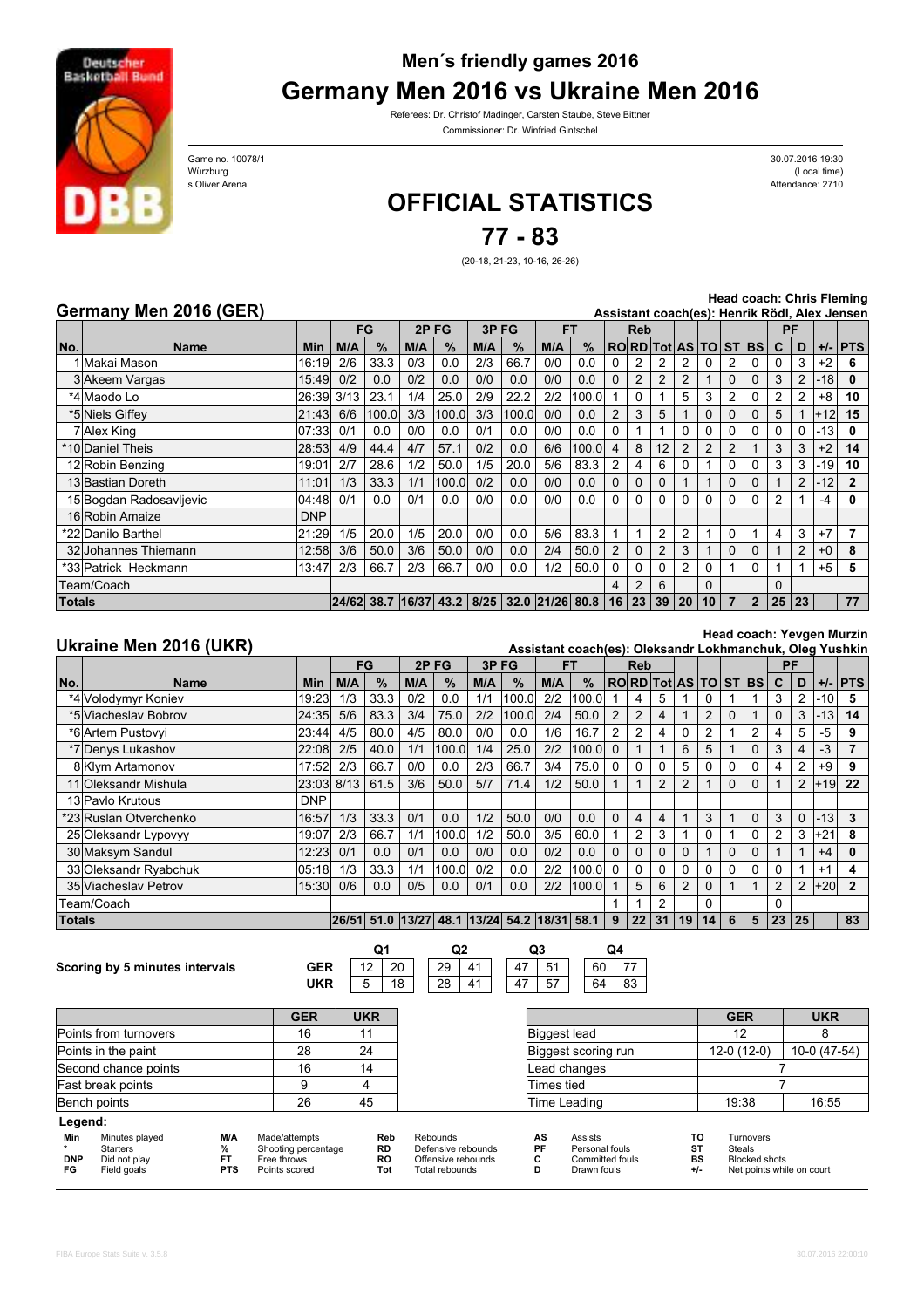## Men´s friendly games 2016

# Germany Men 2016 vs Ukraine Men 2016

Referees: Dr. Christof Madinger, Carsten Staube, Steve Bittner

Commissioner: Dr. Winfried Gintschel

Game no. 10078/1
Würzburg
s.Oliver Arena

30.07.2016 19:30
(Local time)
Attendance: 2710

# OFFICIAL STATISTICS

# 77 - 83

(20-18, 21-23, 10-16, 26-26)

### Germany Men 2016 (GER)

**Head coach: Chris Fleming**
**Assistant coach(es): Henrik Rödl, Alex Jensen**

| No. | Name | Min | FG M/A | FG % | 2P FG M/A | 2P FG % | 3P FG M/A | 3P FG % | FT M/A | FT % | Reb RO | Reb RD | Reb Tot | AS | TO | ST | BS | PF C | PF D | +/- | PTS |
|---|---|---|---|---|---|---|---|---|---|---|---|---|---|---|---|---|---|---|---|---|---|
| 1 | Makai Mason | 16:19 | 2/6 | 33.3 | 0/3 | 0.0 | 2/3 | 66.7 | 0/0 | 0.0 | 0 | 2 | 2 | 2 | 0 | 2 | 0 | 0 | 3 | +2 | 6 |
| 3 | Akeem Vargas | 15:49 | 0/2 | 0.0 | 0/2 | 0.0 | 0/0 | 0.0 | 0/0 | 0.0 | 0 | 2 | 2 | 2 | 1 | 0 | 0 | 3 | 2 | -18 | 0 |
| *4 | Maodo Lo | 26:39 | 3/13 | 23.1 | 1/4 | 25.0 | 2/9 | 22.2 | 2/2 | 100.0 | 1 | 0 | 1 | 5 | 3 | 2 | 0 | 2 | 2 | +8 | 10 |
| *5 | Niels Giffey | 21:43 | 6/6 | 100.0 | 3/3 | 100.0 | 3/3 | 100.0 | 0/0 | 0.0 | 2 | 3 | 5 | 1 | 0 | 0 | 0 | 5 | 1 | +12 | 15 |
| 7 | Alex King | 07:33 | 0/1 | 0.0 | 0/0 | 0.0 | 0/1 | 0.0 | 0/0 | 0.0 | 0 | 1 | 1 | 0 | 0 | 0 | 0 | 0 | 0 | -13 | 0 |
| *10 | Daniel Theis | 28:53 | 4/9 | 44.4 | 4/7 | 57.1 | 0/2 | 0.0 | 6/6 | 100.0 | 4 | 8 | 12 | 2 | 2 | 2 | 1 | 3 | 3 | +2 | 14 |
| 12 | Robin Benzing | 19:01 | 2/7 | 28.6 | 1/2 | 50.0 | 1/5 | 20.0 | 5/6 | 83.3 | 2 | 4 | 6 | 0 | 1 | 0 | 0 | 3 | 3 | -19 | 10 |
| 13 | Bastian Doreth | 11:01 | 1/3 | 33.3 | 1/1 | 100.0 | 0/2 | 0.0 | 0/0 | 0.0 | 0 | 0 | 0 | 1 | 1 | 0 | 0 | 1 | 2 | -12 | 2 |
| 15 | Bogdan Radosavljevic | 04:48 | 0/1 | 0.0 | 0/1 | 0.0 | 0/0 | 0.0 | 0/0 | 0.0 | 0 | 0 | 0 | 0 | 0 | 0 | 0 | 2 | 1 | -4 | 0 |
| 16 | Robin Amaize | DNP | | | | | | | | | | | | | | | | | | | |
| *22 | Danilo Barthel | 21:29 | 1/5 | 20.0 | 1/5 | 20.0 | 0/0 | 0.0 | 5/6 | 83.3 | 1 | 1 | 2 | 2 | 1 | 0 | 1 | 4 | 3 | +7 | 7 |
| 32 | Johannes Thiemann | 12:58 | 3/6 | 50.0 | 3/6 | 50.0 | 0/0 | 0.0 | 2/4 | 50.0 | 2 | 0 | 2 | 3 | 1 | 0 | 0 | 1 | 2 | +0 | 8 |
| *33 | Patrick Heckmann | 13:47 | 2/3 | 66.7 | 2/3 | 66.7 | 0/0 | 0.0 | 1/2 | 50.0 | 0 | 0 | 0 | 2 | 0 | 1 | 0 | 1 | 1 | +5 | 5 |
| | Team/Coach | | | | | | | | | | 4 | 2 | 6 | | 0 | | | 0 | | | |
| **Totals** | | | 24/62 | 38.7 | 16/37 | 43.2 | 8/25 | 32.0 | 21/26 | 80.8 | 16 | 23 | 39 | 20 | 10 | 7 | 2 | 25 | 23 | | 77 |

### Ukraine Men 2016 (UKR)

**Head coach: Yevgen Murzin**
**Assistant coach(es): Oleksandr Lokhmanchuk, Oleg Yushkin**

| No. | Name | Min | FG M/A | FG % | 2P FG M/A | 2P FG % | 3P FG M/A | 3P FG % | FT M/A | FT % | Reb RO | Reb RD | Reb Tot | AS | TO | ST | BS | PF C | PF D | +/- | PTS |
|---|---|---|---|---|---|---|---|---|---|---|---|---|---|---|---|---|---|---|---|---|---|
| *4 | Volodymyr Koniev | 19:23 | 1/3 | 33.3 | 0/2 | 0.0 | 1/1 | 100.0 | 2/2 | 100.0 | 1 | 4 | 5 | 1 | 0 | 1 | 1 | 3 | 2 | -10 | 5 |
| *5 | Viacheslav Bobrov | 24:35 | 5/6 | 83.3 | 3/4 | 75.0 | 2/2 | 100.0 | 2/4 | 50.0 | 2 | 2 | 4 | 1 | 2 | 0 | 1 | 0 | 3 | -13 | 14 |
| *6 | Artem Pustovyi | 23:44 | 4/5 | 80.0 | 4/5 | 80.0 | 0/0 | 0.0 | 1/6 | 16.7 | 2 | 2 | 4 | 0 | 2 | 1 | 2 | 4 | 5 | -5 | 9 |
| *7 | Denys Lukashov | 22:08 | 2/5 | 40.0 | 1/1 | 100.0 | 1/4 | 25.0 | 2/2 | 100.0 | 0 | 1 | 1 | 6 | 5 | 1 | 0 | 3 | 4 | -3 | 7 |
| 8 | Klym Artamonov | 17:52 | 2/3 | 66.7 | 0/0 | 0.0 | 2/3 | 66.7 | 3/4 | 75.0 | 0 | 0 | 0 | 5 | 0 | 0 | 0 | 4 | 2 | +9 | 9 |
| 11 | Oleksandr Mishula | 23:03 | 8/13 | 61.5 | 3/6 | 50.0 | 5/7 | 71.4 | 1/2 | 50.0 | 1 | 1 | 2 | 2 | 1 | 0 | 0 | 1 | 2 | +19 | 22 |
| 13 | Pavlo Krutous | DNP | | | | | | | | | | | | | | | | | | | |
| *23 | Ruslan Otverchenko | 16:57 | 1/3 | 33.3 | 0/1 | 0.0 | 1/2 | 50.0 | 0/0 | 0.0 | 0 | 4 | 4 | 1 | 3 | 1 | 0 | 3 | 0 | -13 | 3 |
| 25 | Oleksandr Lypovyy | 19:07 | 2/3 | 66.7 | 1/1 | 100.0 | 1/2 | 50.0 | 3/5 | 60.0 | 1 | 2 | 3 | 1 | 0 | 1 | 0 | 2 | 3 | +21 | 8 |
| 30 | Maksym Sandul | 12:23 | 0/1 | 0.0 | 0/1 | 0.0 | 0/0 | 0.0 | 0/2 | 0.0 | 0 | 0 | 0 | 0 | 1 | 0 | 0 | 1 | 1 | +4 | 0 |
| 33 | Oleksandr Ryabchuk | 05:18 | 1/3 | 33.3 | 1/1 | 100.0 | 0/2 | 0.0 | 2/2 | 100.0 | 0 | 0 | 0 | 0 | 0 | 0 | 0 | 0 | 1 | +1 | 4 |
| 35 | Viacheslav Petrov | 15:30 | 0/6 | 0.0 | 0/5 | 0.0 | 0/1 | 0.0 | 2/2 | 100.0 | 1 | 5 | 6 | 2 | 0 | 1 | 1 | 2 | 2 | +20 | 2 |
| | Team/Coach | | | | | | | | | | 1 | 1 | 2 | | 0 | | | 0 | | | |
| **Totals** | | | 26/51 | 51.0 | 13/27 | 48.1 | 13/24 | 54.2 | 18/31 | 58.1 | 9 | 22 | 31 | 19 | 14 | 6 | 5 | 23 | 25 | | 83 |

**Scoring by 5 minutes intervals**

| | Q1 | | Q2 | | Q3 | | Q4 | |
|---|---|---|---|---|---|---|---|---|
| GER | 12 | 20 | 29 | 41 | 47 | 51 | 60 | 77 |
| UKR | 5 | 18 | 28 | 41 | 47 | 57 | 64 | 83 |

| | GER | UKR |
|---|---|---|
| Points from turnovers | 16 | 11 |
| Points in the paint | 28 | 24 |
| Second chance points | 16 | 14 |
| Fast break points | 9 | 4 |
| Bench points | 26 | 45 |

| | GER | UKR |
|---|---|---|
| Biggest lead | 12 | 8 |
| Biggest scoring run | 12-0 (12-0) | 10-0 (47-54) |
| Lead changes | 7 | |
| Times tied | 7 | |
| Time Leading | 19:38 | 16:55 |

**Legend:**

| | | | | | | | | | | | |
|---|---|---|---|---|---|---|---|---|---|---|---|
| Min | Minutes played | M/A | Made/attempts | Reb | Rebounds | AS | Assists | TO | Turnovers | | |
| * | Starters | % | Shooting percentage | RD | Defensive rebounds | PF | Personal fouls | ST | Steals | | |
| DNP | Did not play | FT | Free throws | RO | Offensive rebounds | C | Committed fouls | BS | Blocked shots | | |
| FG | Field goals | PTS | Points scored | Tot | Total rebounds | D | Drawn fouls | +/- | Net points while on court | | |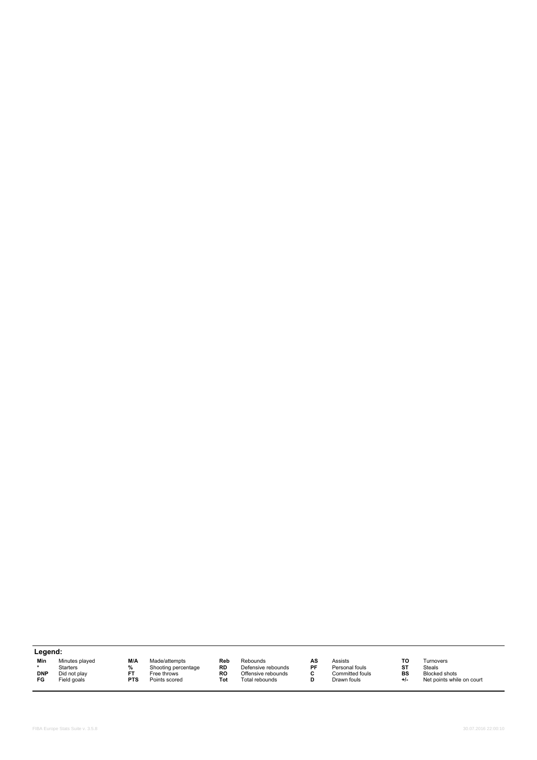**Legend:**

| | | | | | | | | | |
|---|---|---|---|---|---|---|---|---|---|
| **Min** | Minutes played | **M/A** | Made/attempts | **Reb** | Rebounds | **AS** | Assists | **TO** | Turnovers |
| ***** | Starters | **%** | Shooting percentage | **RD** | Defensive rebounds | **PF** | Personal fouls | **ST** | Steals |
| **DNP** | Did not play | **FT** | Free throws | **RO** | Offensive rebounds | **C** | Committed fouls | **BS** | Blocked shots |
| **FG** | Field goals | **PTS** | Points scored | **Tot** | Total rebounds | **D** | Drawn fouls | **+/-** | Net points while on court |

FIBA Europe Stats Suite v. 3.5.8

30.07.2016 22:00:10